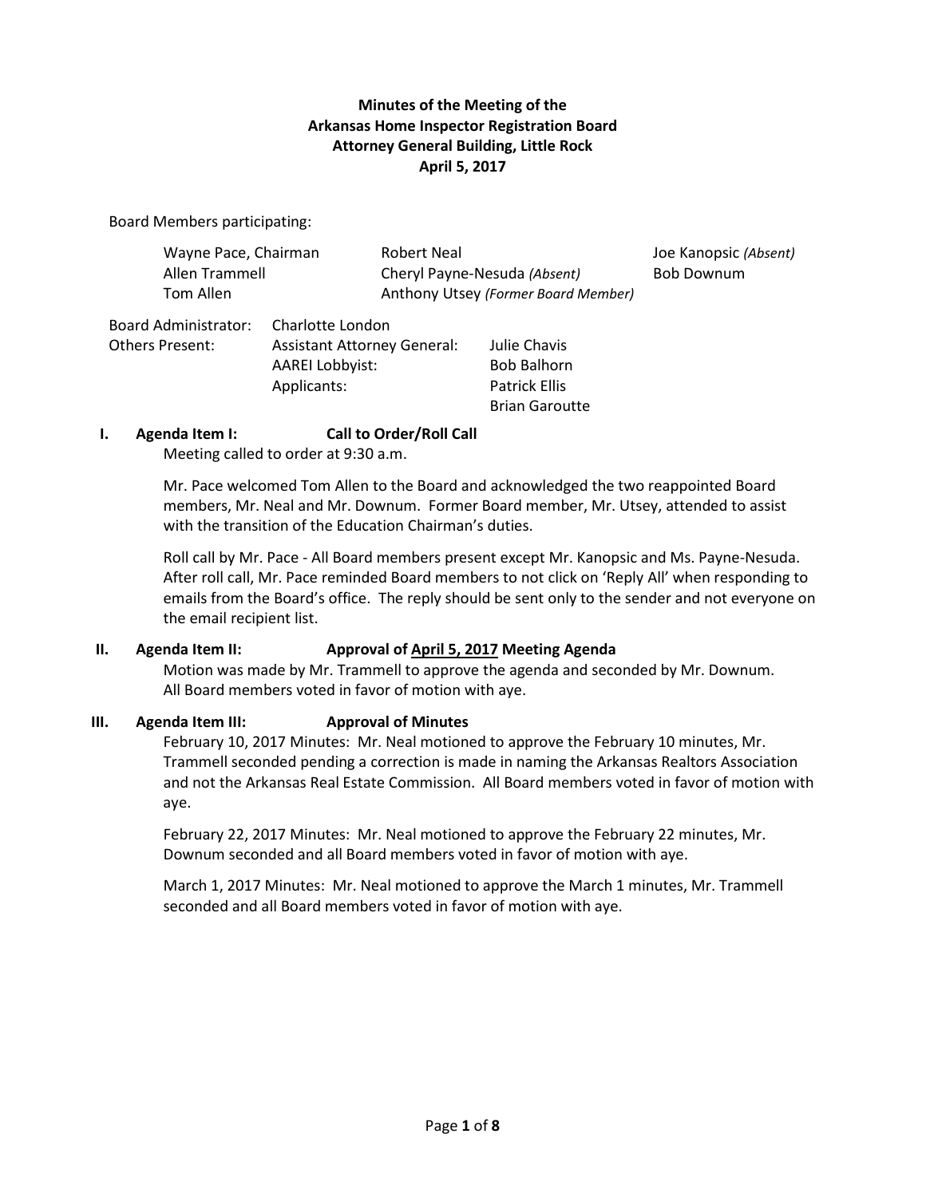**Minutes of the Meeting of the**
**Arkansas Home Inspector Registration Board**
**Attorney General Building, Little Rock**
**April 5, 2017**

Board Members participating:

| | | |
|---|---|---|
| Wayne Pace, Chairman | Robert Neal | Joe Kanopsic *(Absent)* |
| Allen Trammell | Cheryl Payne-Nesuda *(Absent)* | Bob Downum |
| Tom Allen | Anthony Utsey *(Former Board Member)* | |

| | | |
|---|---|---|
| Board Administrator: | Charlotte London | |
| Others Present: | Assistant Attorney General: | Julie Chavis |
| | AAREI Lobbyist: | Bob Balhorn |
| | Applicants: | Patrick Ellis |
| | | Brian Garoutte |

**I. Agenda Item I: Call to Order/Roll Call**

Meeting called to order at 9:30 a.m.

Mr. Pace welcomed Tom Allen to the Board and acknowledged the two reappointed Board members, Mr. Neal and Mr. Downum. Former Board member, Mr. Utsey, attended to assist with the transition of the Education Chairman's duties.

Roll call by Mr. Pace - All Board members present except Mr. Kanopsic and Ms. Payne-Nesuda. After roll call, Mr. Pace reminded Board members to not click on 'Reply All' when responding to emails from the Board's office. The reply should be sent only to the sender and not everyone on the email recipient list.

**II. Agenda Item II: Approval of <u>April 5, 2017</u> Meeting Agenda**

Motion was made by Mr. Trammell to approve the agenda and seconded by Mr. Downum. All Board members voted in favor of motion with aye.

**III. Agenda Item III: Approval of Minutes**

February 10, 2017 Minutes: Mr. Neal motioned to approve the February 10 minutes, Mr. Trammell seconded pending a correction is made in naming the Arkansas Realtors Association and not the Arkansas Real Estate Commission. All Board members voted in favor of motion with aye.

February 22, 2017 Minutes: Mr. Neal motioned to approve the February 22 minutes, Mr. Downum seconded and all Board members voted in favor of motion with aye.

March 1, 2017 Minutes: Mr. Neal motioned to approve the March 1 minutes, Mr. Trammell seconded and all Board members voted in favor of motion with aye.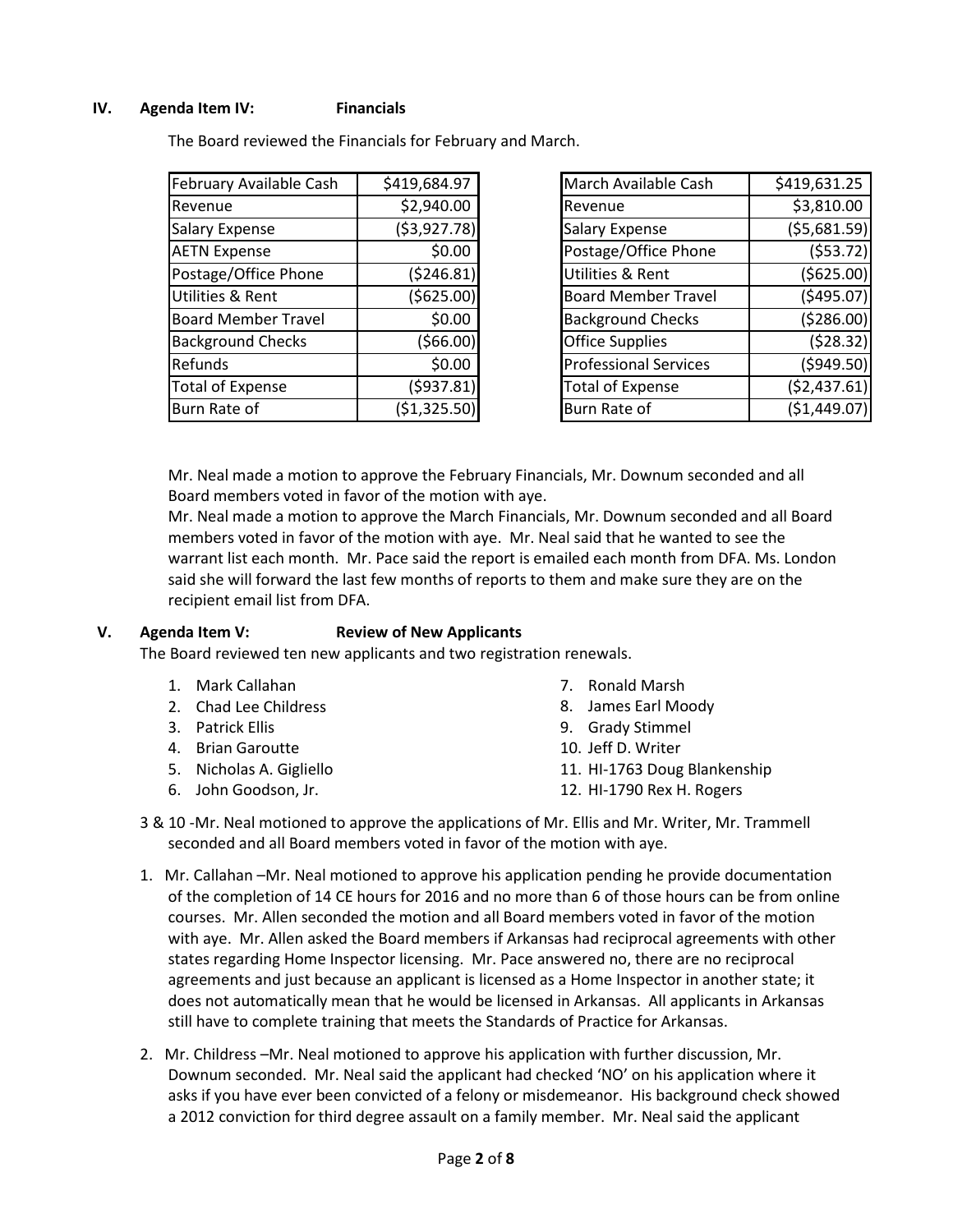**IV. Agenda Item IV: Financials**

The Board reviewed the Financials for February and March.

| February Available Cash | $419,684.97 |
|---|---|
| Revenue | $2,940.00 |
| Salary Expense | ($3,927.78) |
| AETN Expense | $0.00 |
| Postage/Office Phone | ($246.81) |
| Utilities & Rent | ($625.00) |
| Board Member Travel | $0.00 |
| Background Checks | ($66.00) |
| Refunds | $0.00 |
| Total of Expense | ($937.81) |
| Burn Rate of | ($1,325.50) |

| March Available Cash | $419,631.25 |
|---|---|
| Revenue | $3,810.00 |
| Salary Expense | ($5,681.59) |
| Postage/Office Phone | ($53.72) |
| Utilities & Rent | ($625.00) |
| Board Member Travel | ($495.07) |
| Background Checks | ($286.00) |
| Office Supplies | ($28.32) |
| Professional Services | ($949.50) |
| Total of Expense | ($2,437.61) |
| Burn Rate of | ($1,449.07) |

Mr. Neal made a motion to approve the February Financials, Mr. Downum seconded and all Board members voted in favor of the motion with aye.

Mr. Neal made a motion to approve the March Financials, Mr. Downum seconded and all Board members voted in favor of the motion with aye. Mr. Neal said that he wanted to see the warrant list each month. Mr. Pace said the report is emailed each month from DFA. Ms. London said she will forward the last few months of reports to them and make sure they are on the recipient email list from DFA.

**V. Agenda Item V: Review of New Applicants**

The Board reviewed ten new applicants and two registration renewals.

1. Mark Callahan
2. Chad Lee Childress
3. Patrick Ellis
4. Brian Garoutte
5. Nicholas A. Gigliello
6. John Goodson, Jr.
7. Ronald Marsh
8. James Earl Moody
9. Grady Stimmel
10. Jeff D. Writer
11. HI-1763 Doug Blankenship
12. HI-1790 Rex H. Rogers

3 & 10 -Mr. Neal motioned to approve the applications of Mr. Ellis and Mr. Writer, Mr. Trammell seconded and all Board members voted in favor of the motion with aye.

1. Mr. Callahan –Mr. Neal motioned to approve his application pending he provide documentation of the completion of 14 CE hours for 2016 and no more than 6 of those hours can be from online courses. Mr. Allen seconded the motion and all Board members voted in favor of the motion with aye. Mr. Allen asked the Board members if Arkansas had reciprocal agreements with other states regarding Home Inspector licensing. Mr. Pace answered no, there are no reciprocal agreements and just because an applicant is licensed as a Home Inspector in another state; it does not automatically mean that he would be licensed in Arkansas. All applicants in Arkansas still have to complete training that meets the Standards of Practice for Arkansas.

2. Mr. Childress –Mr. Neal motioned to approve his application with further discussion, Mr. Downum seconded. Mr. Neal said the applicant had checked 'NO' on his application where it asks if you have ever been convicted of a felony or misdemeanor. His background check showed a 2012 conviction for third degree assault on a family member. Mr. Neal said the applicant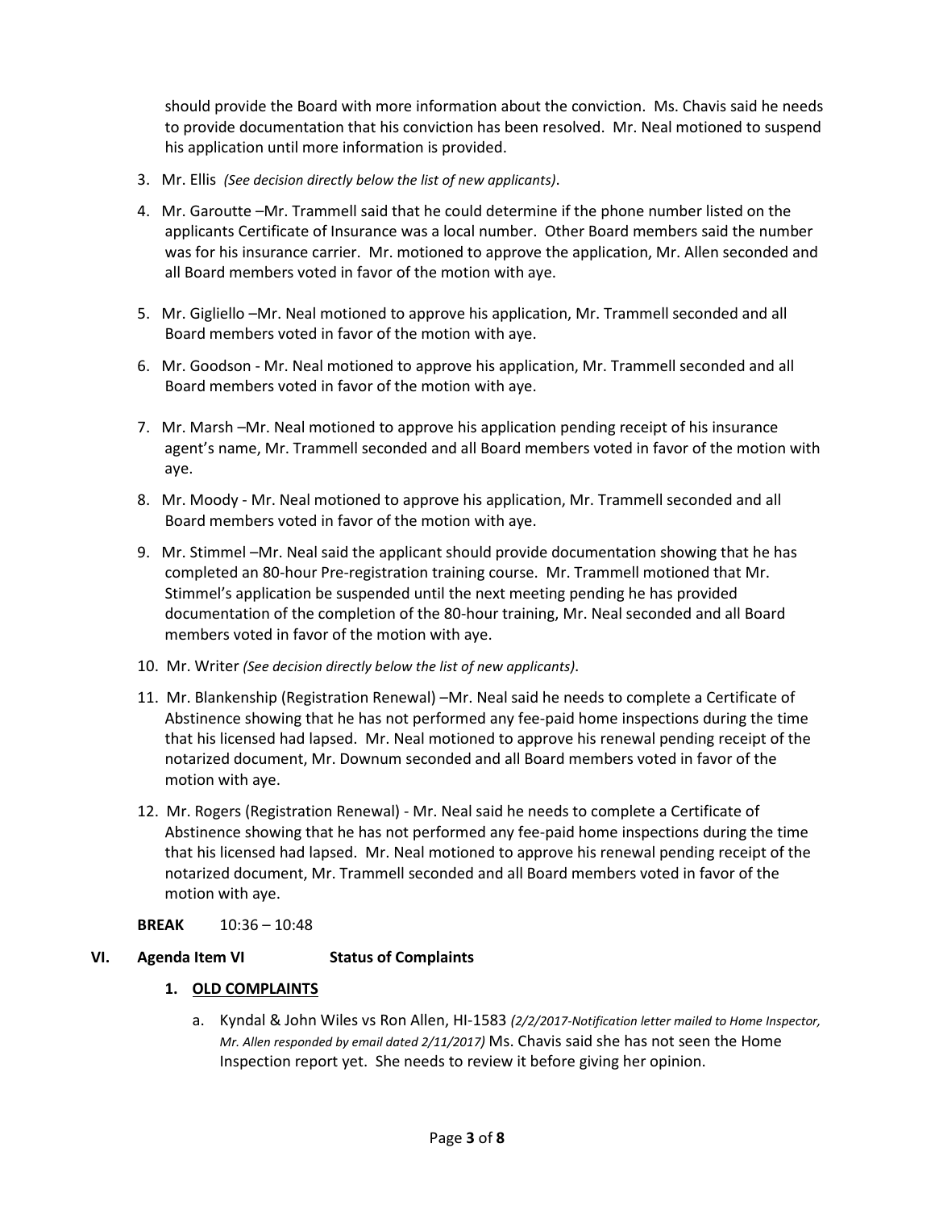should provide the Board with more information about the conviction. Ms. Chavis said he needs to provide documentation that his conviction has been resolved. Mr. Neal motioned to suspend his application until more information is provided.

3. Mr. Ellis *(See decision directly below the list of new applicants)*.

4. Mr. Garoutte –Mr. Trammell said that he could determine if the phone number listed on the applicants Certificate of Insurance was a local number. Other Board members said the number was for his insurance carrier. Mr. motioned to approve the application, Mr. Allen seconded and all Board members voted in favor of the motion with aye.

5. Mr. Gigliello –Mr. Neal motioned to approve his application, Mr. Trammell seconded and all Board members voted in favor of the motion with aye.

6. Mr. Goodson - Mr. Neal motioned to approve his application, Mr. Trammell seconded and all Board members voted in favor of the motion with aye.

7. Mr. Marsh –Mr. Neal motioned to approve his application pending receipt of his insurance agent's name, Mr. Trammell seconded and all Board members voted in favor of the motion with aye.

8. Mr. Moody - Mr. Neal motioned to approve his application, Mr. Trammell seconded and all Board members voted in favor of the motion with aye.

9. Mr. Stimmel –Mr. Neal said the applicant should provide documentation showing that he has completed an 80-hour Pre-registration training course. Mr. Trammell motioned that Mr. Stimmel's application be suspended until the next meeting pending he has provided documentation of the completion of the 80-hour training, Mr. Neal seconded and all Board members voted in favor of the motion with aye.

10. Mr. Writer *(See decision directly below the list of new applicants)*.

11. Mr. Blankenship (Registration Renewal) –Mr. Neal said he needs to complete a Certificate of Abstinence showing that he has not performed any fee-paid home inspections during the time that his licensed had lapsed. Mr. Neal motioned to approve his renewal pending receipt of the notarized document, Mr. Downum seconded and all Board members voted in favor of the motion with aye.

12. Mr. Rogers (Registration Renewal) - Mr. Neal said he needs to complete a Certificate of Abstinence showing that he has not performed any fee-paid home inspections during the time that his licensed had lapsed. Mr. Neal motioned to approve his renewal pending receipt of the notarized document, Mr. Trammell seconded and all Board members voted in favor of the motion with aye.

**BREAK** 10:36 – 10:48

## VI. Agenda Item VI Status of Complaints

### 1. OLD COMPLAINTS

a. Kyndal & John Wiles vs Ron Allen, HI-1583 *(2/2/2017-Notification letter mailed to Home Inspector, Mr. Allen responded by email dated 2/11/2017)* Ms. Chavis said she has not seen the Home Inspection report yet. She needs to review it before giving her opinion.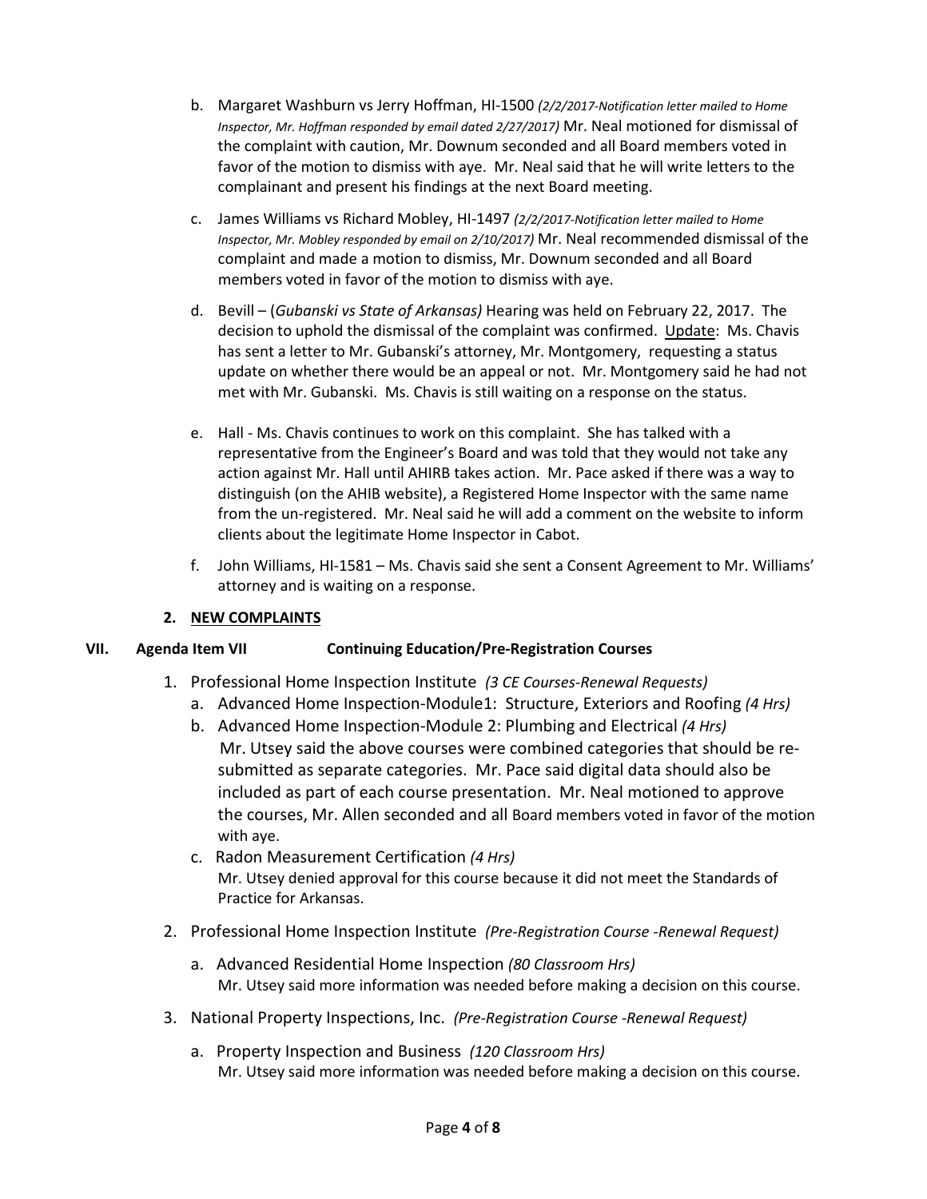b. Margaret Washburn vs Jerry Hoffman, HI-1500 *(2/2/2017-Notification letter mailed to Home Inspector, Mr. Hoffman responded by email dated 2/27/2017)* Mr. Neal motioned for dismissal of the complaint with caution, Mr. Downum seconded and all Board members voted in favor of the motion to dismiss with aye. Mr. Neal said that he will write letters to the complainant and present his findings at the next Board meeting.

c. James Williams vs Richard Mobley, HI-1497 *(2/2/2017-Notification letter mailed to Home Inspector, Mr. Mobley responded by email on 2/10/2017)* Mr. Neal recommended dismissal of the complaint and made a motion to dismiss, Mr. Downum seconded and all Board members voted in favor of the motion to dismiss with aye.

d. Bevill – (*Gubanski vs State of Arkansas)* Hearing was held on February 22, 2017. The decision to uphold the dismissal of the complaint was confirmed. Update: Ms. Chavis has sent a letter to Mr. Gubanski's attorney, Mr. Montgomery, requesting a status update on whether there would be an appeal or not. Mr. Montgomery said he had not met with Mr. Gubanski. Ms. Chavis is still waiting on a response on the status.

e. Hall - Ms. Chavis continues to work on this complaint. She has talked with a representative from the Engineer's Board and was told that they would not take any action against Mr. Hall until AHIRB takes action. Mr. Pace asked if there was a way to distinguish (on the AHIB website), a Registered Home Inspector with the same name from the un-registered. Mr. Neal said he will add a comment on the website to inform clients about the legitimate Home Inspector in Cabot.

f. John Williams, HI-1581 – Ms. Chavis said she sent a Consent Agreement to Mr. Williams' attorney and is waiting on a response.

**2. NEW COMPLAINTS**

**VII. Agenda Item VII Continuing Education/Pre-Registration Courses**

1. Professional Home Inspection Institute *(3 CE Courses-Renewal Requests)*
   a. Advanced Home Inspection-Module1: Structure, Exteriors and Roofing *(4 Hrs)*
   b. Advanced Home Inspection-Module 2: Plumbing and Electrical *(4 Hrs)*
   Mr. Utsey said the above courses were combined categories that should be re-submitted as separate categories. Mr. Pace said digital data should also be included as part of each course presentation. Mr. Neal motioned to approve the courses, Mr. Allen seconded and all Board members voted in favor of the motion with aye.
   c. Radon Measurement Certification *(4 Hrs)*
   Mr. Utsey denied approval for this course because it did not meet the Standards of Practice for Arkansas.

2. Professional Home Inspection Institute *(Pre-Registration Course -Renewal Request)*
   a. Advanced Residential Home Inspection *(80 Classroom Hrs)*
   Mr. Utsey said more information was needed before making a decision on this course.

3. National Property Inspections, Inc. *(Pre-Registration Course -Renewal Request)*
   a. Property Inspection and Business *(120 Classroom Hrs)*
   Mr. Utsey said more information was needed before making a decision on this course.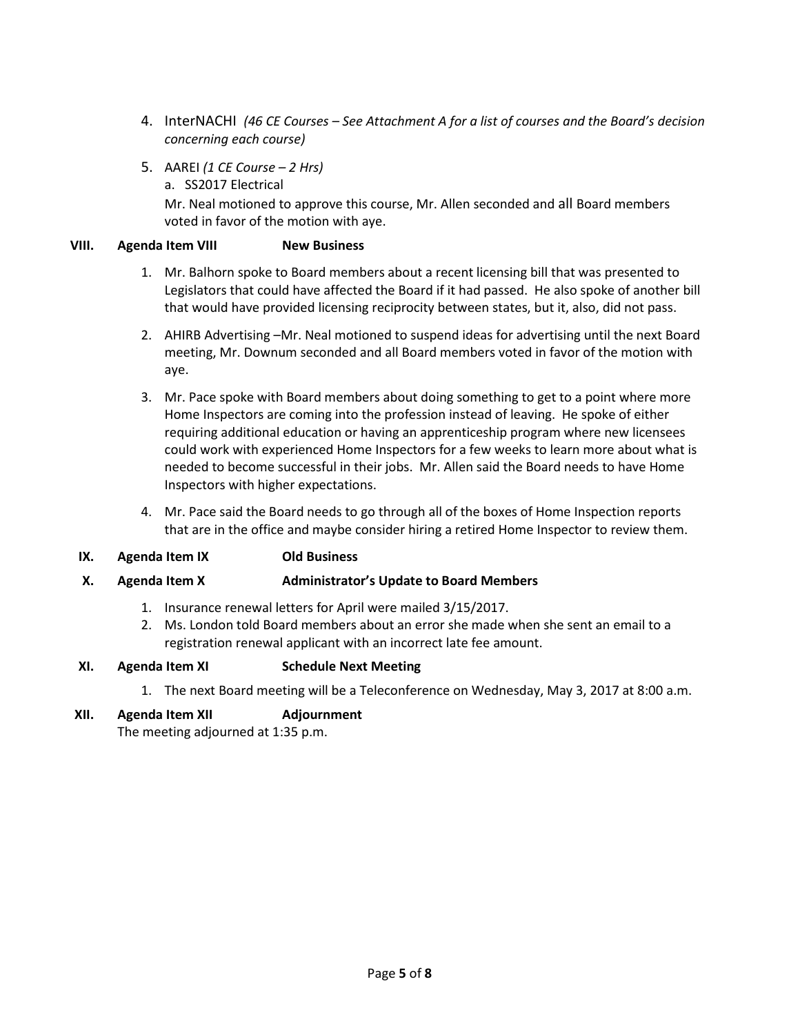4. InterNACHI *(46 CE Courses – See Attachment A for a list of courses and the Board's decision concerning each course)*

5. AAREI *(1 CE Course – 2 Hrs)*
   a. SS2017 Electrical
   Mr. Neal motioned to approve this course, Mr. Allen seconded and all Board members voted in favor of the motion with aye.

**VIII. Agenda Item VIII New Business**

1. Mr. Balhorn spoke to Board members about a recent licensing bill that was presented to Legislators that could have affected the Board if it had passed. He also spoke of another bill that would have provided licensing reciprocity between states, but it, also, did not pass.
2. AHIRB Advertising –Mr. Neal motioned to suspend ideas for advertising until the next Board meeting, Mr. Downum seconded and all Board members voted in favor of the motion with aye.
3. Mr. Pace spoke with Board members about doing something to get to a point where more Home Inspectors are coming into the profession instead of leaving. He spoke of either requiring additional education or having an apprenticeship program where new licensees could work with experienced Home Inspectors for a few weeks to learn more about what is needed to become successful in their jobs. Mr. Allen said the Board needs to have Home Inspectors with higher expectations.
4. Mr. Pace said the Board needs to go through all of the boxes of Home Inspection reports that are in the office and maybe consider hiring a retired Home Inspector to review them.

**IX. Agenda Item IX Old Business**

**X. Agenda Item X Administrator's Update to Board Members**

1. Insurance renewal letters for April were mailed 3/15/2017.
2. Ms. London told Board members about an error she made when she sent an email to a registration renewal applicant with an incorrect late fee amount.

**XI. Agenda Item XI Schedule Next Meeting**

1. The next Board meeting will be a Teleconference on Wednesday, May 3, 2017 at 8:00 a.m.

**XII. Agenda Item XII Adjournment**

The meeting adjourned at 1:35 p.m.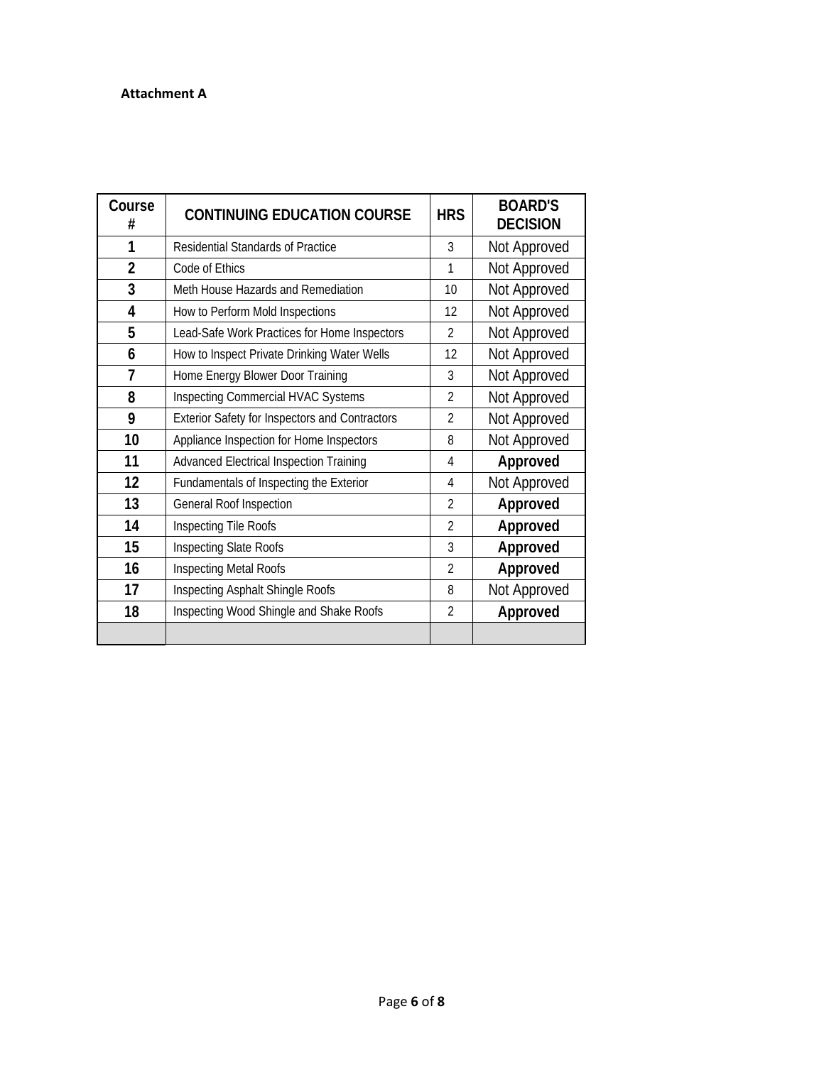**Attachment A**

| Course # | CONTINUING EDUCATION COURSE | HRS | BOARD'S DECISION |
|---|---|---|---|
| 1 | Residential Standards of Practice | 3 | Not Approved |
| 2 | Code of Ethics | 1 | Not Approved |
| 3 | Meth House Hazards and Remediation | 10 | Not Approved |
| 4 | How to Perform Mold Inspections | 12 | Not Approved |
| 5 | Lead-Safe Work Practices for Home Inspectors | 2 | Not Approved |
| 6 | How to Inspect Private Drinking Water Wells | 12 | Not Approved |
| 7 | Home Energy Blower Door Training | 3 | Not Approved |
| 8 | Inspecting Commercial HVAC Systems | 2 | Not Approved |
| 9 | Exterior Safety for Inspectors and Contractors | 2 | Not Approved |
| 10 | Appliance Inspection for Home Inspectors | 8 | Not Approved |
| 11 | Advanced Electrical Inspection Training | 4 | **Approved** |
| 12 | Fundamentals of Inspecting the Exterior | 4 | Not Approved |
| 13 | General Roof Inspection | 2 | **Approved** |
| 14 | Inspecting Tile Roofs | 2 | **Approved** |
| 15 | Inspecting Slate Roofs | 3 | **Approved** |
| 16 | Inspecting Metal Roofs | 2 | **Approved** |
| 17 | Inspecting Asphalt Shingle Roofs | 8 | Not Approved |
| 18 | Inspecting Wood Shingle and Shake Roofs | 2 | **Approved** |
| | | | |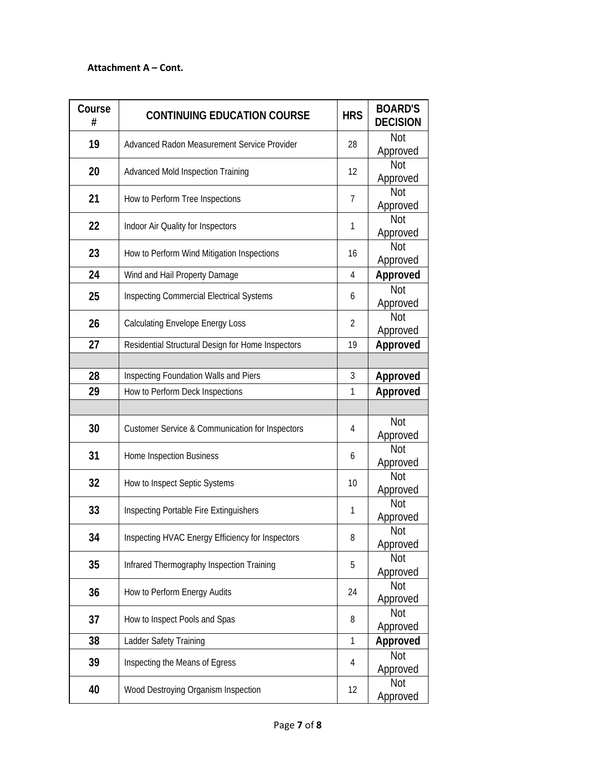**Attachment A – Cont.**

| Course # | CONTINUING EDUCATION COURSE | HRS | BOARD'S DECISION |
|---|---|---|---|
| 19 | Advanced Radon Measurement Service Provider | 28 | Not Approved |
| 20 | Advanced Mold Inspection Training | 12 | Not Approved |
| 21 | How to Perform Tree Inspections | 7 | Not Approved |
| 22 | Indoor Air Quality for Inspectors | 1 | Not Approved |
| 23 | How to Perform Wind Mitigation Inspections | 16 | Not Approved |
| 24 | Wind and Hail Property Damage | 4 | **Approved** |
| 25 | Inspecting Commercial Electrical Systems | 6 | Not Approved |
| 26 | Calculating Envelope Energy Loss | 2 | Not Approved |
| 27 | Residential Structural Design for Home Inspectors | 19 | **Approved** |
| | | | |
| 28 | Inspecting Foundation Walls and Piers | 3 | **Approved** |
| 29 | How to Perform Deck Inspections | 1 | **Approved** |
| | | | |
| 30 | Customer Service & Communication for Inspectors | 4 | Not Approved |
| 31 | Home Inspection Business | 6 | Not Approved |
| 32 | How to Inspect Septic Systems | 10 | Not Approved |
| 33 | Inspecting Portable Fire Extinguishers | 1 | Not Approved |
| 34 | Inspecting HVAC Energy Efficiency for Inspectors | 8 | Not Approved |
| 35 | Infrared Thermography Inspection Training | 5 | Not Approved |
| 36 | How to Perform Energy Audits | 24 | Not Approved |
| 37 | How to Inspect Pools and Spas | 8 | Not Approved |
| 38 | Ladder Safety Training | 1 | **Approved** |
| 39 | Inspecting the Means of Egress | 4 | Not Approved |
| 40 | Wood Destroying Organism Inspection | 12 | Not Approved |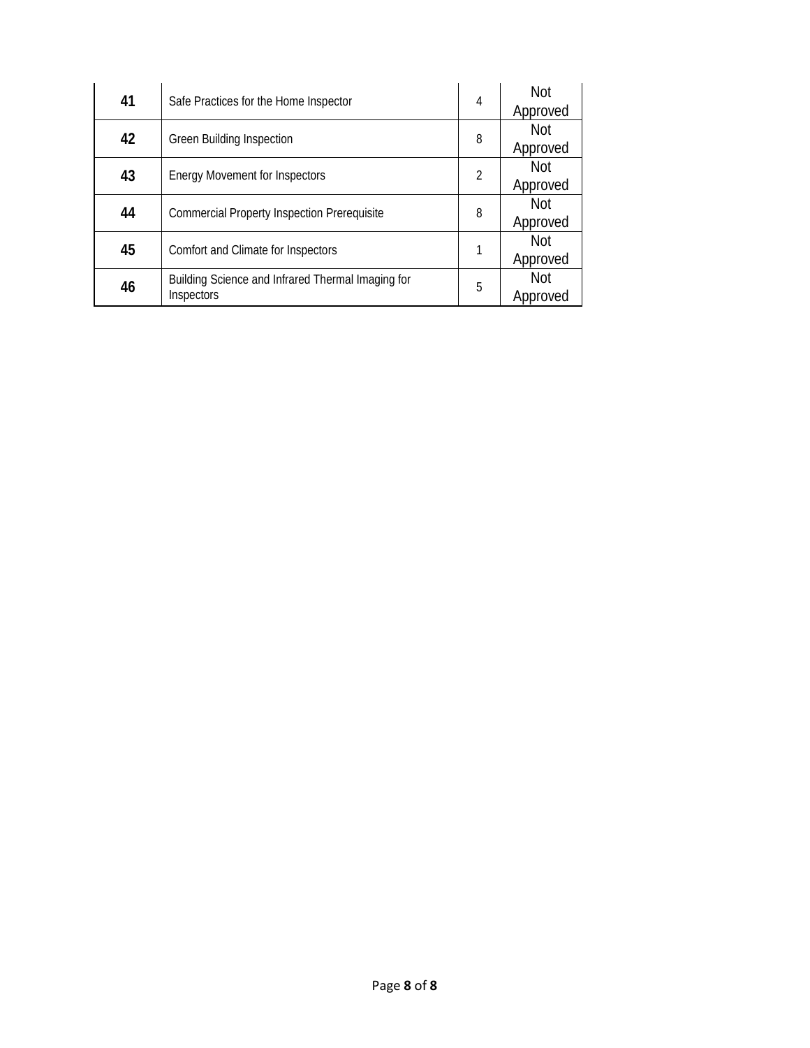| | | | |
|---|---|---|---|
| **41** | Safe Practices for the Home Inspector | 4 | Not Approved |
| **42** | Green Building Inspection | 8 | Not Approved |
| **43** | Energy Movement for Inspectors | 2 | Not Approved |
| **44** | Commercial Property Inspection Prerequisite | 8 | Not Approved |
| **45** | Comfort and Climate for Inspectors | 1 | Not Approved |
| **46** | Building Science and Infrared Thermal Imaging for Inspectors | 5 | Not Approved |